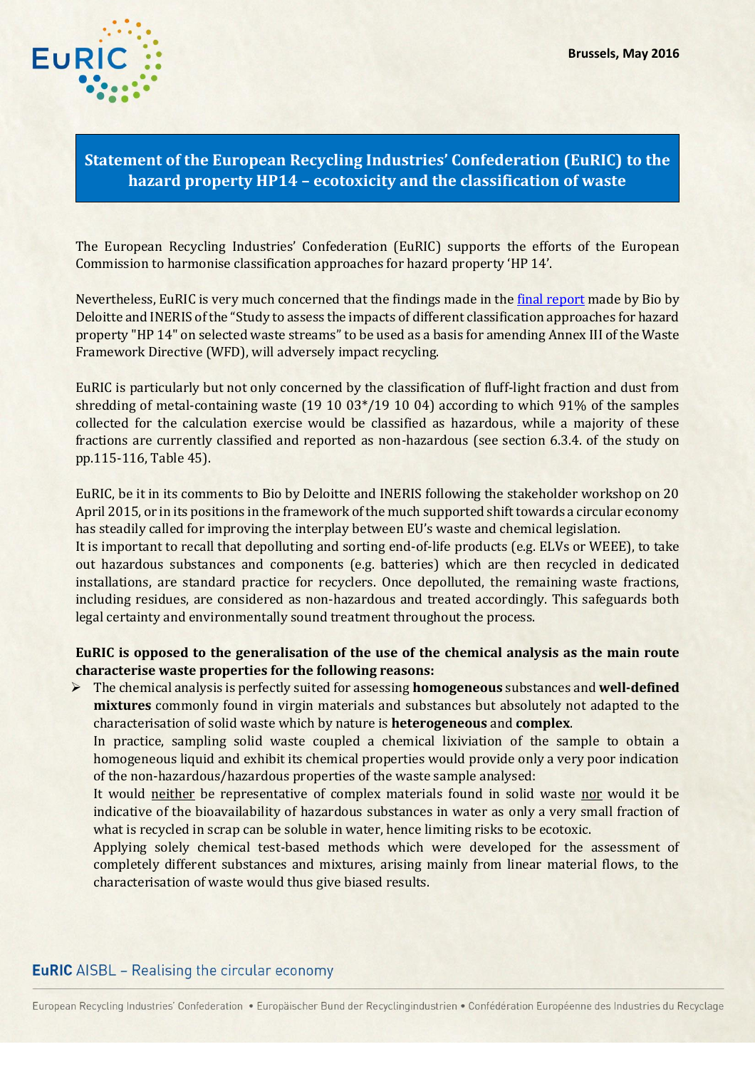Brussels, May 2016

# Statement of the European Recycling Industries' Confederation (EuRIC) to the hazard property HP14 – ecotoxicity and the classification of waste

The European Recycling Industries' Confederation (EuRIC) supports the efforts of the European Commission to harmonise classification approaches for hazard property 'HP 14'.

Nevertheless, EuRIC is very much concerned that the findings made in the final report made by Bio by Deloitte and INERIS of the "Study to assess the impacts of different classification approaches for hazard property "HP 14" on selected waste streams" to be used as a basis for amending Annex III of the Waste Framework Directive (WFD), will adversely impact recycling.

EuRIC is particularly but not only concerned by the classification of fluff-light fraction and dust from shredding of metal-containing waste (19 10 03*/19 10 04) according to which 91% of the samples collected for the calculation exercise would be classified as hazardous, while a majority of these fractions are currently classified and reported as non-hazardous (see section 6.3.4. of the study on pp.115-116, Table 45).

EuRIC, be it in its comments to Bio by Deloitte and INERIS following the stakeholder workshop on 20 April 2015, or in its positions in the framework of the much supported shift towards a circular economy has steadily called for improving the interplay between EU's waste and chemical legislation.
It is important to recall that depolluting and sorting end-of-life products (e.g. ELVs or WEEE), to take out hazardous substances and components (e.g. batteries) which are then recycled in dedicated installations, are standard practice for recyclers. Once depolluted, the remaining waste fractions, including residues, are considered as non-hazardous and treated accordingly. This safeguards both legal certainty and environmentally sound treatment throughout the process.

**EuRIC is opposed to the generalisation of the use of the chemical analysis as the main route characterise waste properties for the following reasons:**

- The chemical analysis is perfectly suited for assessing **homogeneous** substances and **well-defined mixtures** commonly found in virgin materials and substances but absolutely not adapted to the characterisation of solid waste which by nature is **heterogeneous** and **complex**.

  In practice, sampling solid waste coupled a chemical lixiviation of the sample to obtain a homogeneous liquid and exhibit its chemical properties would provide only a very poor indication of the non-hazardous/hazardous properties of the waste sample analysed:

  It would neither be representative of complex materials found in solid waste nor would it be indicative of the bioavailability of hazardous substances in water as only a very small fraction of what is recycled in scrap can be soluble in water, hence limiting risks to be ecotoxic.

  Applying solely chemical test-based methods which were developed for the assessment of completely different substances and mixtures, arising mainly from linear material flows, to the characterisation of waste would thus give biased results.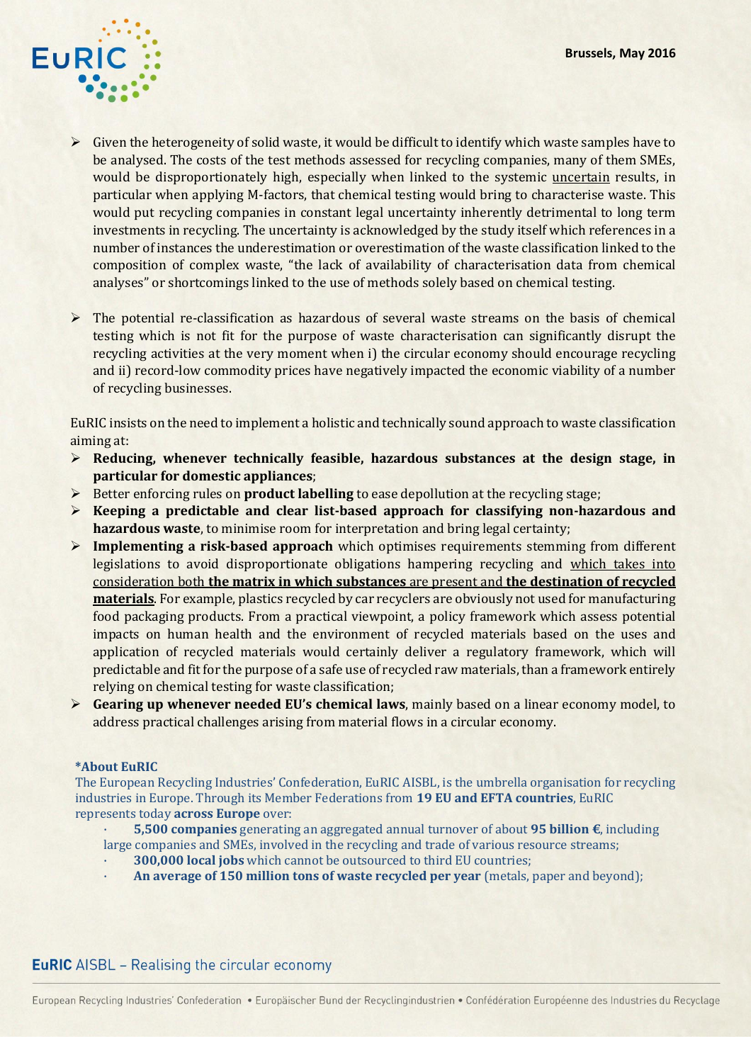- Given the heterogeneity of solid waste, it would be difficult to identify which waste samples have to be analysed. The costs of the test methods assessed for recycling companies, many of them SMEs, would be disproportionately high, especially when linked to the systemic uncertain results, in particular when applying M-factors, that chemical testing would bring to characterise waste. This would put recycling companies in constant legal uncertainty inherently detrimental to long term investments in recycling. The uncertainty is acknowledged by the study itself which references in a number of instances the underestimation or overestimation of the waste classification linked to the composition of complex waste, "the lack of availability of characterisation data from chemical analyses" or shortcomings linked to the use of methods solely based on chemical testing.

- The potential re-classification as hazardous of several waste streams on the basis of chemical testing which is not fit for the purpose of waste characterisation can significantly disrupt the recycling activities at the very moment when i) the circular economy should encourage recycling and ii) record-low commodity prices have negatively impacted the economic viability of a number of recycling businesses.

EuRIC insists on the need to implement a holistic and technically sound approach to waste classification aiming at:

- **Reducing, whenever technically feasible, hazardous substances at the design stage, in particular for domestic appliances**;
- Better enforcing rules on **product labelling** to ease depollution at the recycling stage;
- **Keeping a predictable and clear list-based approach for classifying non-hazardous and hazardous waste**, to minimise room for interpretation and bring legal certainty;
- **Implementing a risk-based approach** which optimises requirements stemming from different legislations to avoid disproportionate obligations hampering recycling and which takes into consideration both **the matrix in which substances** are present and **the destination of recycled materials**. For example, plastics recycled by car recyclers are obviously not used for manufacturing food packaging products. From a practical viewpoint, a policy framework which assess potential impacts on human health and the environment of recycled materials based on the uses and application of recycled materials would certainly deliver a regulatory framework, which will predictable and fit for the purpose of a safe use of recycled raw materials, than a framework entirely relying on chemical testing for waste classification;
- **Gearing up whenever needed EU's chemical laws**, mainly based on a linear economy model, to address practical challenges arising from material flows in a circular economy.

**\*About EuRIC**

The European Recycling Industries' Confederation, EuRIC AISBL, is the umbrella organisation for recycling industries in Europe. Through its Member Federations from **19 EU and EFTA countries**, EuRIC represents today **across Europe** over:

- **5,500 companies** generating an aggregated annual turnover of about **95 billion €**, including large companies and SMEs, involved in the recycling and trade of various resource streams;
- **300,000 local jobs** which cannot be outsourced to third EU countries;
- **An average of 150 million tons of waste recycled per year** (metals, paper and beyond);